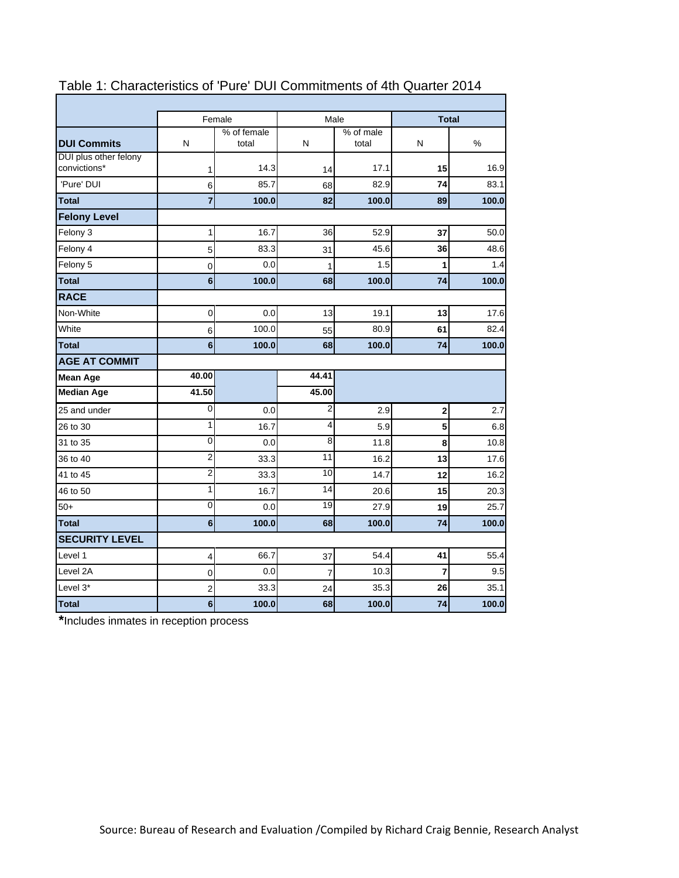# Table 1: Characteristics of 'Pure' DUI Commitments of 4th Quarter 2014

| | Female | | Male | | **Total** | |
|---|---|---|---|---|---|---|
| **DUI Commits** | N | % of female total | N | % of male total | N | % |
| DUI plus other felony convictions* | 1 | 14.3 | 14 | 17.1 | **15** | 16.9 |
| 'Pure' DUI | 6 | 85.7 | 68 | 82.9 | **74** | 83.1 |
| **Total** | **7** | **100.0** | **82** | **100.0** | **89** | **100.0** |
| **Felony Level** | | | | | | |
| Felony 3 | 1 | 16.7 | 36 | 52.9 | **37** | 50.0 |
| Felony 4 | 5 | 83.3 | 31 | 45.6 | **36** | 48.6 |
| Felony 5 | 0 | 0.0 | 1 | 1.5 | **1** | 1.4 |
| **Total** | **6** | **100.0** | **68** | **100.0** | **74** | **100.0** |
| **RACE** | | | | | | |
| Non-White | 0 | 0.0 | 13 | 19.1 | **13** | 17.6 |
| White | 6 | 100.0 | 55 | 80.9 | **61** | 82.4 |
| **Total** | **6** | **100.0** | **68** | **100.0** | **74** | **100.0** |
| **AGE AT COMMIT** | | | | | | |
| **Mean Age** | **40.00** | | **44.41** | | | |
| **Median Age** | **41.50** | | **45.00** | | | |
| 25 and under | 0 | 0.0 | 2 | 2.9 | **2** | 2.7 |
| 26 to 30 | 1 | 16.7 | 4 | 5.9 | **5** | 6.8 |
| 31 to 35 | 0 | 0.0 | 8 | 11.8 | **8** | 10.8 |
| 36 to 40 | 2 | 33.3 | 11 | 16.2 | **13** | 17.6 |
| 41 to 45 | 2 | 33.3 | 10 | 14.7 | **12** | 16.2 |
| 46 to 50 | 1 | 16.7 | 14 | 20.6 | **15** | 20.3 |
| 50+ | 0 | 0.0 | 19 | 27.9 | **19** | 25.7 |
| **Total** | **6** | **100.0** | **68** | **100.0** | **74** | **100.0** |
| **SECURITY LEVEL** | | | | | | |
| Level 1 | 4 | 66.7 | 37 | 54.4 | **41** | 55.4 |
| Level 2A | 0 | 0.0 | 7 | 10.3 | **7** | 9.5 |
| Level 3* | 2 | 33.3 | 24 | 35.3 | **26** | 35.1 |
| **Total** | **6** | **100.0** | **68** | **100.0** | **74** | **100.0** |

**\***Includes inmates in reception process

Source: Bureau of Research and Evaluation /Compiled by Richard Craig Bennie, Research Analyst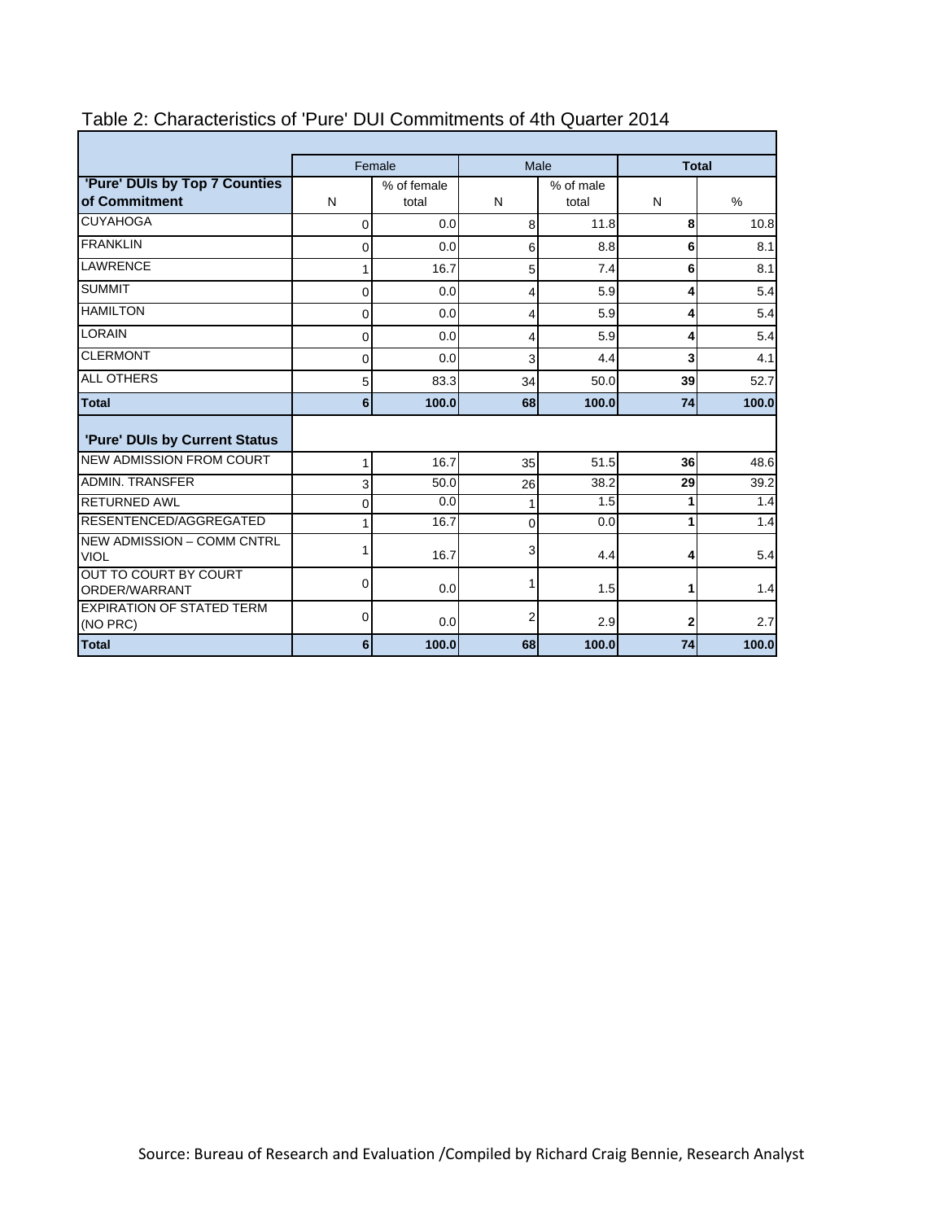Table 2: Characteristics of 'Pure' DUI Commitments of 4th Quarter 2014

| | Female | | Male | | Total | |
|---|---|---|---|---|---|---|
| **'Pure' DUIs by Top 7 Counties of Commitment** | N | % of female total | N | % of male total | N | % |
| CUYAHOGA | 0 | 0.0 | 8 | 11.8 | **8** | 10.8 |
| FRANKLIN | 0 | 0.0 | 6 | 8.8 | **6** | 8.1 |
| LAWRENCE | 1 | 16.7 | 5 | 7.4 | **6** | 8.1 |
| SUMMIT | 0 | 0.0 | 4 | 5.9 | **4** | 5.4 |
| HAMILTON | 0 | 0.0 | 4 | 5.9 | **4** | 5.4 |
| LORAIN | 0 | 0.0 | 4 | 5.9 | **4** | 5.4 |
| CLERMONT | 0 | 0.0 | 3 | 4.4 | **3** | 4.1 |
| ALL OTHERS | 5 | 83.3 | 34 | 50.0 | **39** | 52.7 |
| **Total** | **6** | **100.0** | **68** | **100.0** | **74** | **100.0** |
| **'Pure' DUIs by Current Status** | | | | | | |
| NEW ADMISSION FROM COURT | 1 | 16.7 | 35 | 51.5 | **36** | 48.6 |
| ADMIN. TRANSFER | 3 | 50.0 | 26 | 38.2 | **29** | 39.2 |
| RETURNED AWL | 0 | 0.0 | 1 | 1.5 | **1** | 1.4 |
| RESENTENCED/AGGREGATED | 1 | 16.7 | 0 | 0.0 | **1** | 1.4 |
| NEW ADMISSION – COMM CNTRL VIOL | 1 | 16.7 | 3 | 4.4 | **4** | 5.4 |
| OUT TO COURT BY COURT ORDER/WARRANT | 0 | 0.0 | 1 | 1.5 | **1** | 1.4 |
| EXPIRATION OF STATED TERM (NO PRC) | 0 | 0.0 | 2 | 2.9 | **2** | 2.7 |
| **Total** | **6** | **100.0** | **68** | **100.0** | **74** | **100.0** |

Source: Bureau of Research and Evaluation /Compiled by Richard Craig Bennie, Research Analyst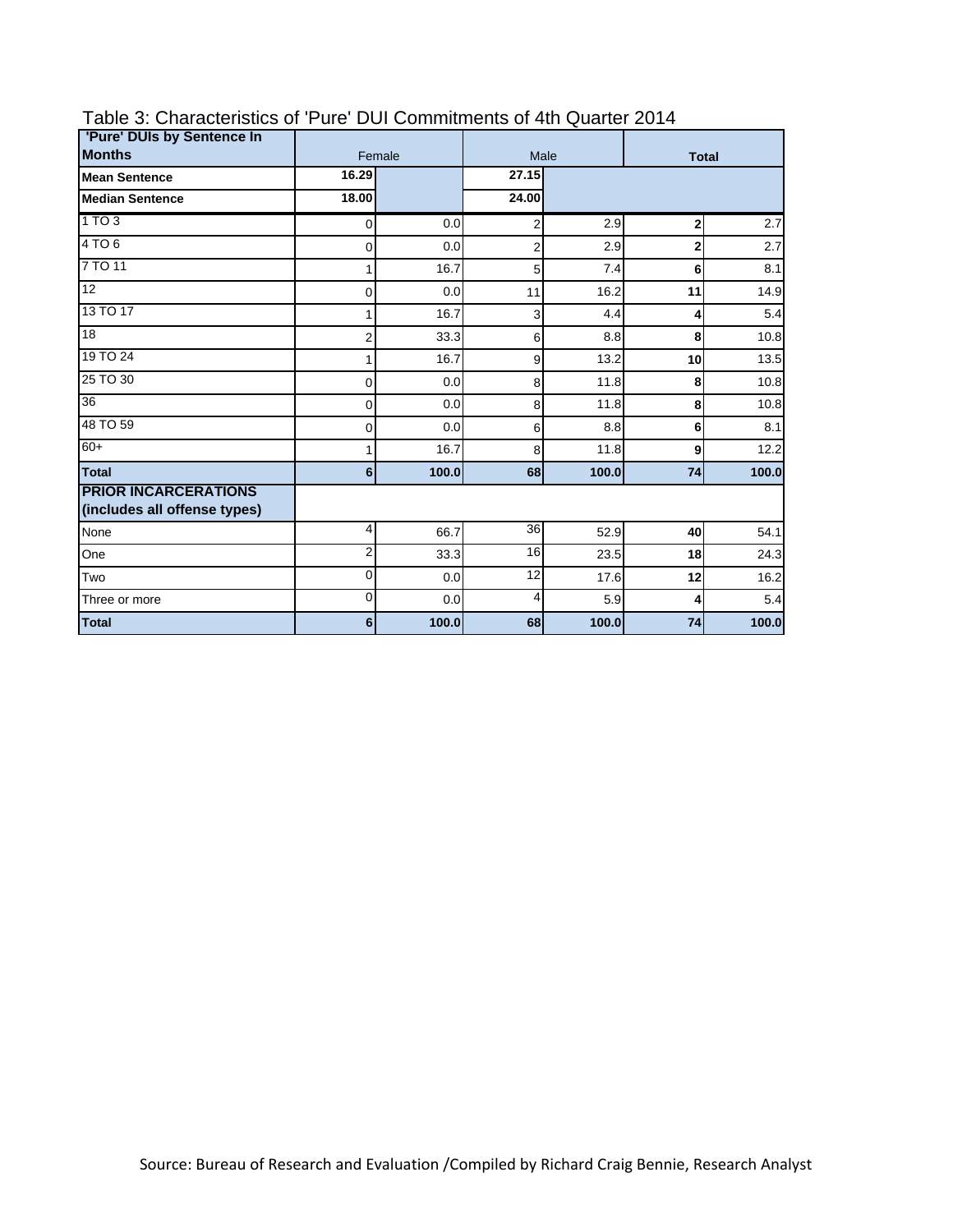Table 3: Characteristics of 'Pure' DUI Commitments of 4th Quarter 2014

| 'Pure' DUIs by Sentence In Months | Female | | Male | | Total | |
|---|---|---|---|---|---|---|
| **Mean Sentence** | **16.29** | | **27.15** | | | |
| **Median Sentence** | **18.00** | | **24.00** | | | |
| 1 TO 3 | 0 | 0.0 | 2 | 2.9 | **2** | 2.7 |
| 4 TO 6 | 0 | 0.0 | 2 | 2.9 | **2** | 2.7 |
| 7 TO 11 | 1 | 16.7 | 5 | 7.4 | **6** | 8.1 |
| 12 | 0 | 0.0 | 11 | 16.2 | **11** | 14.9 |
| 13 TO 17 | 1 | 16.7 | 3 | 4.4 | **4** | 5.4 |
| 18 | 2 | 33.3 | 6 | 8.8 | **8** | 10.8 |
| 19 TO 24 | 1 | 16.7 | 9 | 13.2 | **10** | 13.5 |
| 25 TO 30 | 0 | 0.0 | 8 | 11.8 | **8** | 10.8 |
| 36 | 0 | 0.0 | 8 | 11.8 | **8** | 10.8 |
| 48 TO 59 | 0 | 0.0 | 6 | 8.8 | **6** | 8.1 |
| 60+ | 1 | 16.7 | 8 | 11.8 | **9** | 12.2 |
| **Total** | **6** | **100.0** | **68** | **100.0** | **74** | **100.0** |
| **PRIOR INCARCERATIONS (includes all offense types)** | | | | | | |
| None | 4 | 66.7 | 36 | 52.9 | **40** | 54.1 |
| One | 2 | 33.3 | 16 | 23.5 | **18** | 24.3 |
| Two | 0 | 0.0 | 12 | 17.6 | **12** | 16.2 |
| Three or more | 0 | 0.0 | 4 | 5.9 | **4** | 5.4 |
| **Total** | **6** | **100.0** | **68** | **100.0** | **74** | **100.0** |

Source: Bureau of Research and Evaluation /Compiled by Richard Craig Bennie, Research Analyst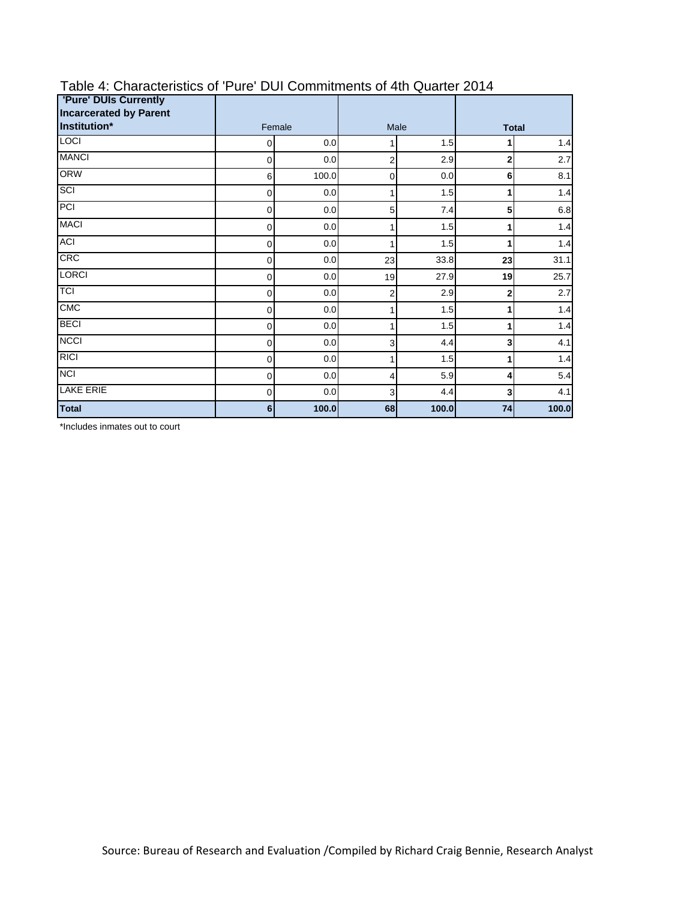Table 4: Characteristics of 'Pure' DUI Commitments of 4th Quarter 2014

| 'Pure' DUIs Currently Incarcerated by Parent Institution* | Female | | Male | | Total | |
|---|---|---|---|---|---|---|
| LOCI | 0 | 0.0 | 1 | 1.5 | **1** | 1.4 |
| MANCI | 0 | 0.0 | 2 | 2.9 | **2** | 2.7 |
| ORW | 6 | 100.0 | 0 | 0.0 | **6** | 8.1 |
| SCI | 0 | 0.0 | 1 | 1.5 | **1** | 1.4 |
| PCI | 0 | 0.0 | 5 | 7.4 | **5** | 6.8 |
| MACI | 0 | 0.0 | 1 | 1.5 | **1** | 1.4 |
| ACI | 0 | 0.0 | 1 | 1.5 | **1** | 1.4 |
| CRC | 0 | 0.0 | 23 | 33.8 | **23** | 31.1 |
| LORCI | 0 | 0.0 | 19 | 27.9 | **19** | 25.7 |
| TCI | 0 | 0.0 | 2 | 2.9 | **2** | 2.7 |
| CMC | 0 | 0.0 | 1 | 1.5 | **1** | 1.4 |
| BECI | 0 | 0.0 | 1 | 1.5 | **1** | 1.4 |
| NCCI | 0 | 0.0 | 3 | 4.4 | **3** | 4.1 |
| RICI | 0 | 0.0 | 1 | 1.5 | **1** | 1.4 |
| NCI | 0 | 0.0 | 4 | 5.9 | **4** | 5.4 |
| LAKE ERIE | 0 | 0.0 | 3 | 4.4 | **3** | 4.1 |
| **Total** | **6** | **100.0** | **68** | **100.0** | **74** | **100.0** |

*Includes inmates out to court

Source: Bureau of Research and Evaluation /Compiled by Richard Craig Bennie, Research Analyst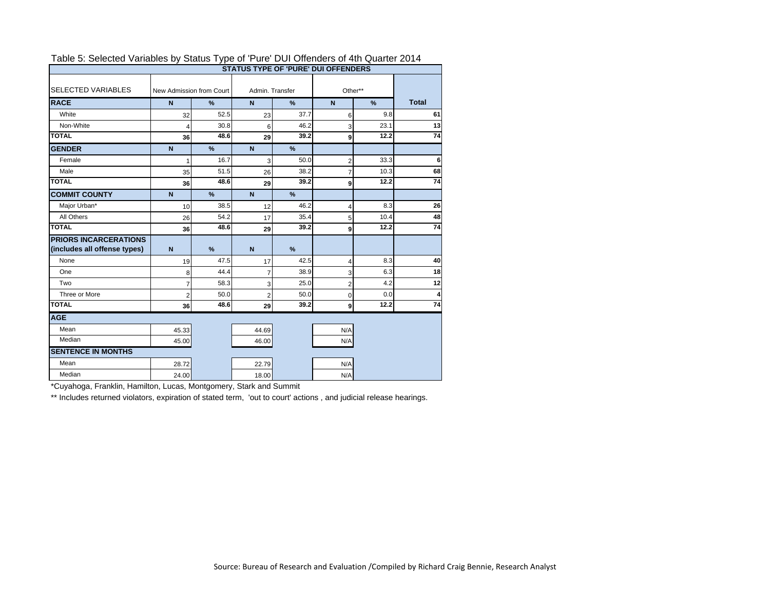Table 5: Selected Variables by Status Type of 'Pure' DUI Offenders of 4th Quarter 2014

| SELECTED VARIABLES | STATUS TYPE OF 'PURE' DUI OFFENDERS | | | | | | |
|---|---|---|---|---|---|---|---|
| | New Admission from Court | | Admin. Transfer | | Other** | | |
| **RACE** | **N** | **%** | **N** | **%** | **N** | **%** | **Total** |
| White | 32 | 52.5 | 23 | 37.7 | 6 | 9.8 | **61** |
| Non-White | 4 | 30.8 | 6 | 46.2 | 3 | 23.1 | **13** |
| **TOTAL** | **36** | **48.6** | **29** | **39.2** | **9** | **12.2** | **74** |
| **GENDER** | **N** | **%** | **N** | **%** | | | |
| Female | 1 | 16.7 | 3 | 50.0 | 2 | 33.3 | **6** |
| Male | 35 | 51.5 | 26 | 38.2 | 7 | 10.3 | **68** |
| **TOTAL** | **36** | **48.6** | **29** | **39.2** | **9** | **12.2** | **74** |
| **COMMIT COUNTY** | **N** | **%** | **N** | **%** | | | |
| Major Urban* | 10 | 38.5 | 12 | 46.2 | 4 | 8.3 | **26** |
| All Others | 26 | 54.2 | 17 | 35.4 | 5 | 10.4 | **48** |
| **TOTAL** | **36** | **48.6** | **29** | **39.2** | **9** | **12.2** | **74** |
| **PRIORS INCARCERATIONS (includes all offense types)** | **N** | **%** | **N** | **%** | | | |
| None | 19 | 47.5 | 17 | 42.5 | 4 | 8.3 | **40** |
| One | 8 | 44.4 | 7 | 38.9 | 3 | 6.3 | **18** |
| Two | 7 | 58.3 | 3 | 25.0 | 2 | 4.2 | **12** |
| Three or More | 2 | 50.0 | 2 | 50.0 | 0 | 0.0 | **4** |
| **TOTAL** | **36** | **48.6** | **29** | **39.2** | **9** | **12.2** | **74** |
| **AGE** | | | | | | | |
| Mean | 45.33 | | 44.69 | | N/A | | |
| Median | 45.00 | | 46.00 | | N/A | | |
| **SENTENCE IN MONTHS** | | | | | | | |
| Mean | 28.72 | | 22.79 | | N/A | | |
| Median | 24.00 | | 18.00 | | N/A | | |

*Cuyahoga, Franklin, Hamilton, Lucas, Montgomery, Stark and Summit

** Includes returned violators, expiration of stated term, 'out to court' actions , and judicial release hearings.

Source: Bureau of Research and Evaluation /Compiled by Richard Craig Bennie, Research Analyst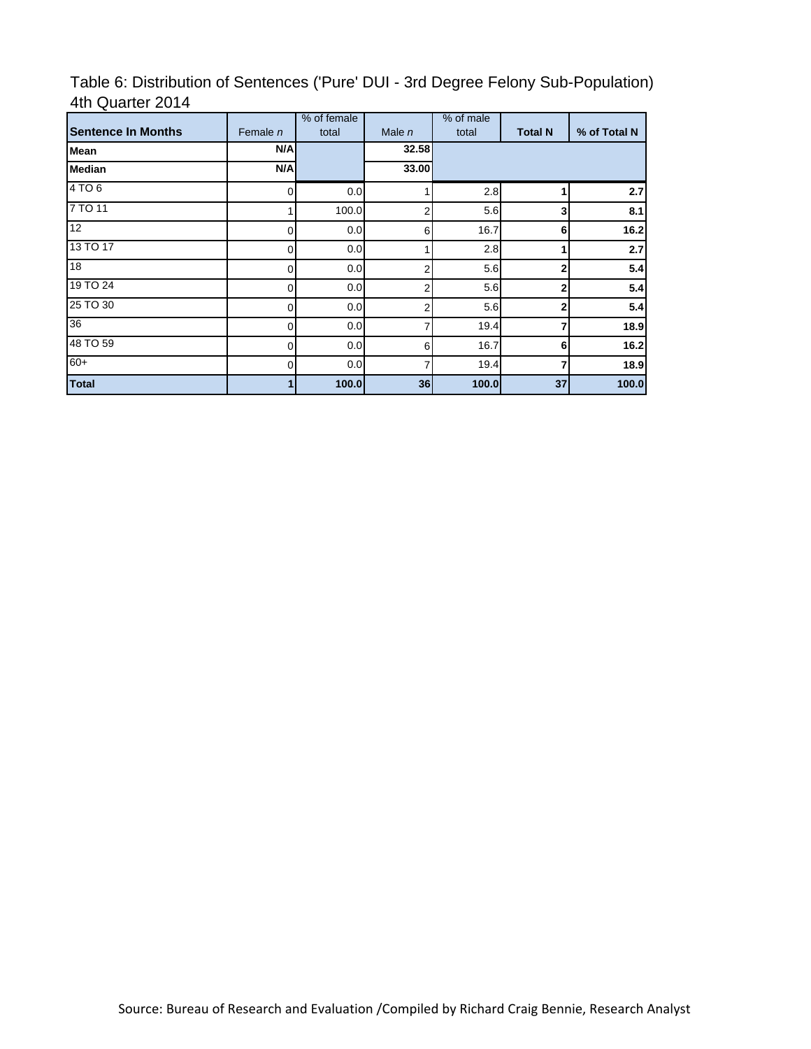Table 6: Distribution of Sentences ('Pure' DUI - 3rd Degree Felony Sub-Population)
4th Quarter 2014

| Sentence In Months | Female *n* | % of female total | Male *n* | % of male total | Total N | % of Total N |
|---|---|---|---|---|---|---|
| **Mean** | **N/A** | | **32.58** | | | |
| **Median** | **N/A** | | **33.00** | | | |
| 4 TO 6 | 0 | 0.0 | 1 | 2.8 | **1** | **2.7** |
| 7 TO 11 | 1 | 100.0 | 2 | 5.6 | **3** | **8.1** |
| 12 | 0 | 0.0 | 6 | 16.7 | **6** | **16.2** |
| 13 TO 17 | 0 | 0.0 | 1 | 2.8 | **1** | **2.7** |
| 18 | 0 | 0.0 | 2 | 5.6 | **2** | **5.4** |
| 19 TO 24 | 0 | 0.0 | 2 | 5.6 | **2** | **5.4** |
| 25 TO 30 | 0 | 0.0 | 2 | 5.6 | **2** | **5.4** |
| 36 | 0 | 0.0 | 7 | 19.4 | **7** | **18.9** |
| 48 TO 59 | 0 | 0.0 | 6 | 16.7 | **6** | **16.2** |
| 60+ | 0 | 0.0 | 7 | 19.4 | **7** | **18.9** |
| **Total** | **1** | **100.0** | **36** | **100.0** | **37** | **100.0** |

Source: Bureau of Research and Evaluation /Compiled by Richard Craig Bennie, Research Analyst